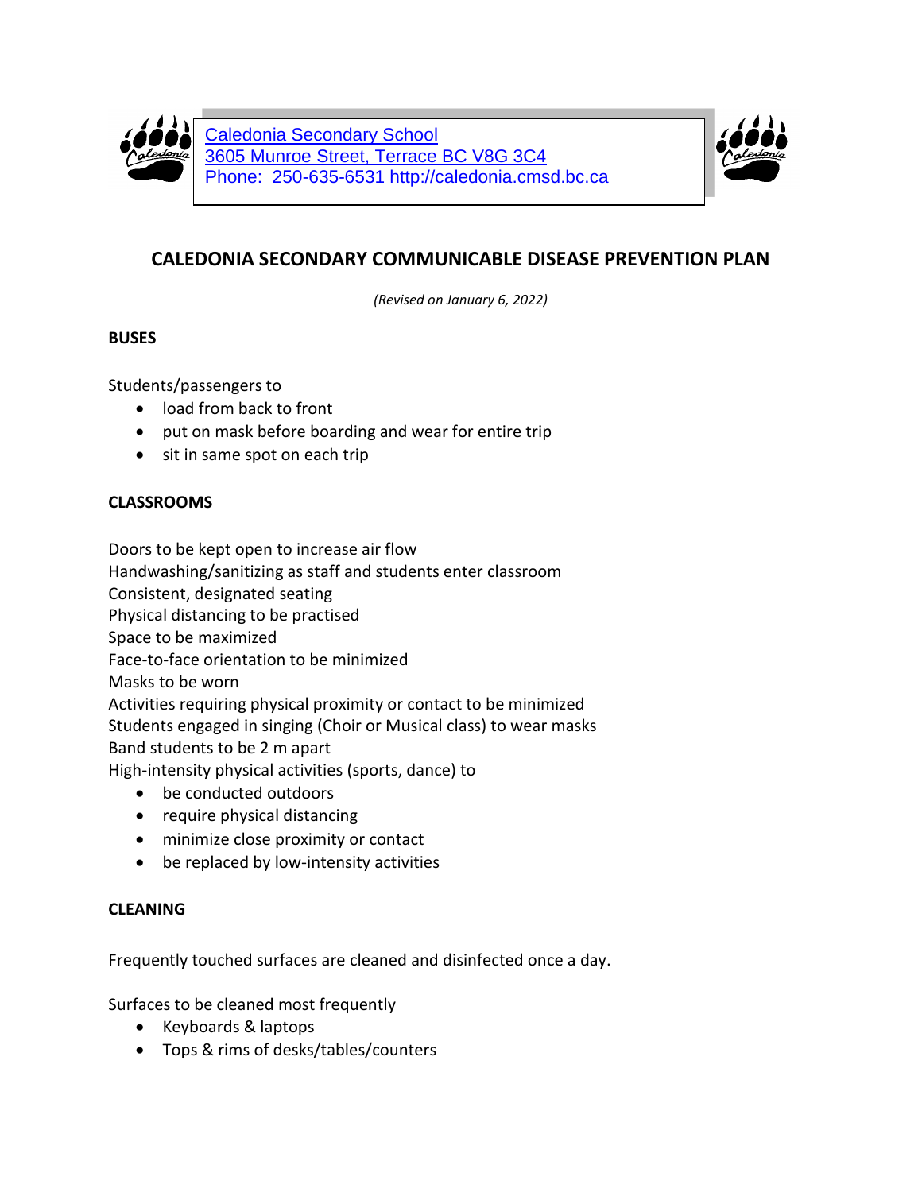Caledonia Secondary School
3605 Munroe Street, Terrace BC V8G 3C4
Phone: 250-635-6531 http://caledonia.cmsd.bc.ca

# CALEDONIA SECONDARY COMMUNICABLE DISEASE PREVENTION PLAN

*(Revised on January 6, 2022)*

## BUSES

Students/passengers to

- load from back to front
- put on mask before boarding and wear for entire trip
- sit in same spot on each trip

## CLASSROOMS

Doors to be kept open to increase air flow
Handwashing/sanitizing as staff and students enter classroom
Consistent, designated seating
Physical distancing to be practised
Space to be maximized
Face-to-face orientation to be minimized
Masks to be worn
Activities requiring physical proximity or contact to be minimized
Students engaged in singing (Choir or Musical class) to wear masks
Band students to be 2 m apart
High-intensity physical activities (sports, dance) to

- be conducted outdoors
- require physical distancing
- minimize close proximity or contact
- be replaced by low-intensity activities

## CLEANING

Frequently touched surfaces are cleaned and disinfected once a day.

Surfaces to be cleaned most frequently

- Keyboards & laptops
- Tops & rims of desks/tables/counters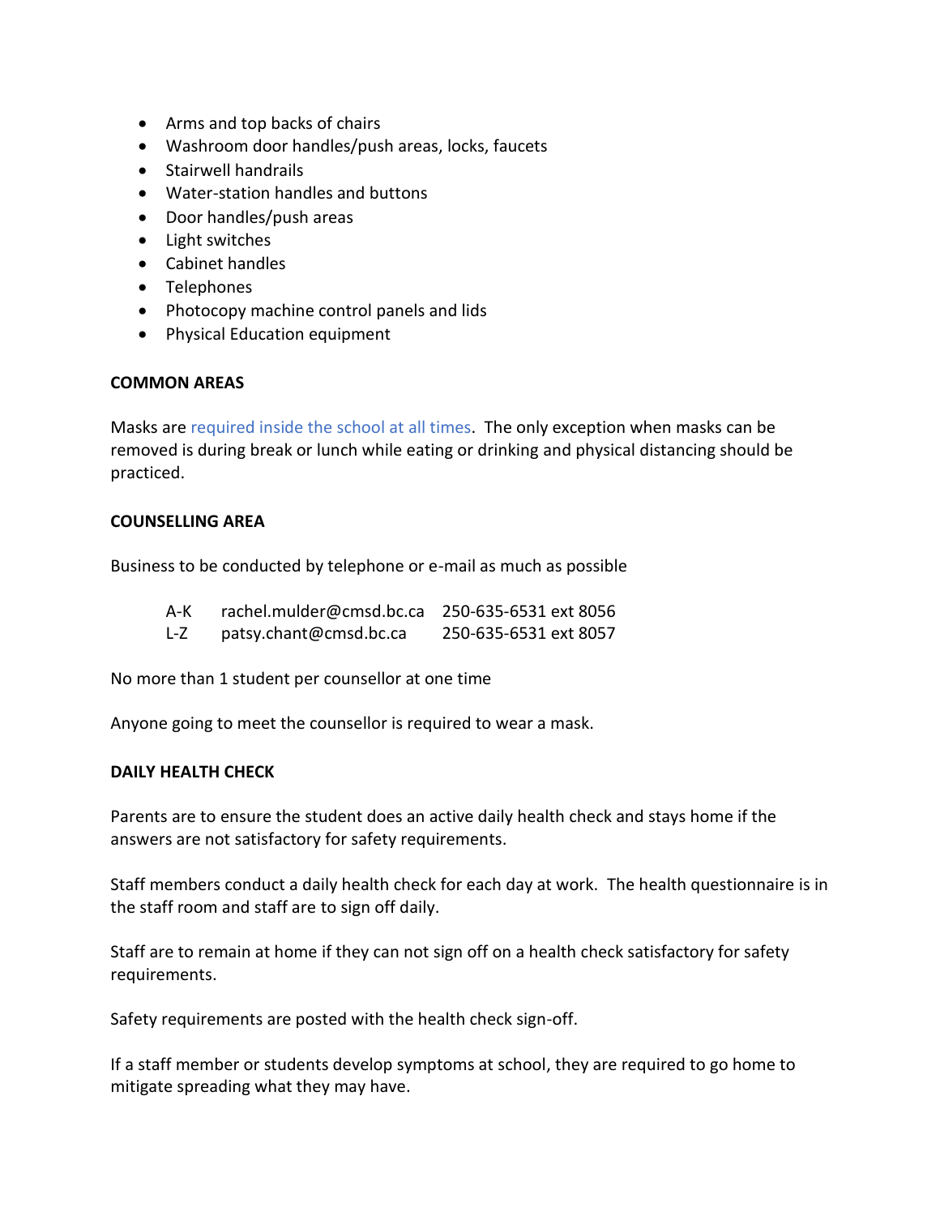- Arms and top backs of chairs
- Washroom door handles/push areas, locks, faucets
- Stairwell handrails
- Water-station handles and buttons
- Door handles/push areas
- Light switches
- Cabinet handles
- Telephones
- Photocopy machine control panels and lids
- Physical Education equipment

**COMMON AREAS**

Masks are required inside the school at all times. The only exception when masks can be removed is during break or lunch while eating or drinking and physical distancing should be practiced.

**COUNSELLING AREA**

Business to be conducted by telephone or e-mail as much as possible

| | | |
|---|---|---|
| A-K | rachel.mulder@cmsd.bc.ca | 250-635-6531 ext 8056 |
| L-Z | patsy.chant@cmsd.bc.ca | 250-635-6531 ext 8057 |

No more than 1 student per counsellor at one time

Anyone going to meet the counsellor is required to wear a mask.

**DAILY HEALTH CHECK**

Parents are to ensure the student does an active daily health check and stays home if the answers are not satisfactory for safety requirements.

Staff members conduct a daily health check for each day at work. The health questionnaire is in the staff room and staff are to sign off daily.

Staff are to remain at home if they can not sign off on a health check satisfactory for safety requirements.

Safety requirements are posted with the health check sign-off.

If a staff member or students develop symptoms at school, they are required to go home to mitigate spreading what they may have.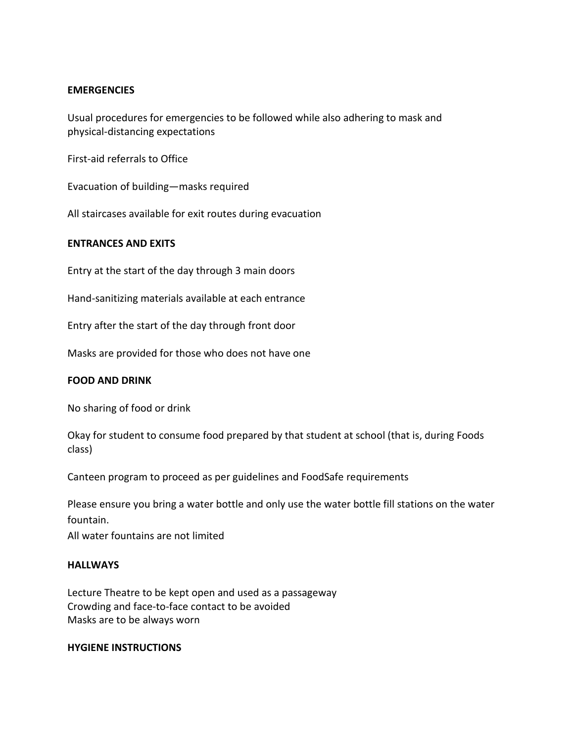**EMERGENCIES**

Usual procedures for emergencies to be followed while also adhering to mask and physical-distancing expectations

First-aid referrals to Office

Evacuation of building—masks required

All staircases available for exit routes during evacuation

**ENTRANCES AND EXITS**

Entry at the start of the day through 3 main doors

Hand-sanitizing materials available at each entrance

Entry after the start of the day through front door

Masks are provided for those who does not have one

**FOOD AND DRINK**

No sharing of food or drink

Okay for student to consume food prepared by that student at school (that is, during Foods class)

Canteen program to proceed as per guidelines and FoodSafe requirements

Please ensure you bring a water bottle and only use the water bottle fill stations on the water fountain.
All water fountains are not limited

**HALLWAYS**

Lecture Theatre to be kept open and used as a passageway
Crowding and face-to-face contact to be avoided
Masks are to be always worn

**HYGIENE INSTRUCTIONS**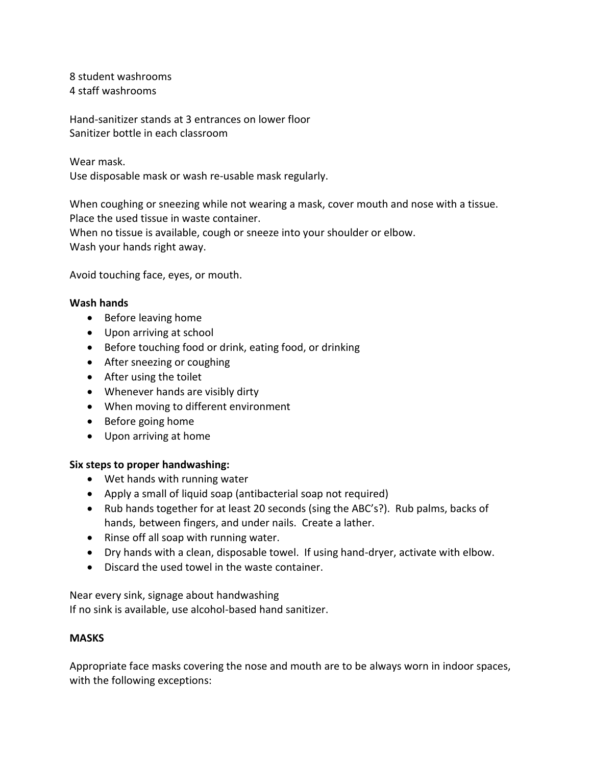8 student washrooms
4 staff washrooms

Hand-sanitizer stands at 3 entrances on lower floor
Sanitizer bottle in each classroom

Wear mask.
Use disposable mask or wash re-usable mask regularly.

When coughing or sneezing while not wearing a mask, cover mouth and nose with a tissue.
Place the used tissue in waste container.
When no tissue is available, cough or sneeze into your shoulder or elbow.
Wash your hands right away.

Avoid touching face, eyes, or mouth.

**Wash hands**

- Before leaving home
- Upon arriving at school
- Before touching food or drink, eating food, or drinking
- After sneezing or coughing
- After using the toilet
- Whenever hands are visibly dirty
- When moving to different environment
- Before going home
- Upon arriving at home

**Six steps to proper handwashing:**

- Wet hands with running water
- Apply a small of liquid soap (antibacterial soap not required)
- Rub hands together for at least 20 seconds (sing the ABC's?). Rub palms, backs of hands, between fingers, and under nails. Create a lather.
- Rinse off all soap with running water.
- Dry hands with a clean, disposable towel. If using hand-dryer, activate with elbow.
- Discard the used towel in the waste container.

Near every sink, signage about handwashing
If no sink is available, use alcohol-based hand sanitizer.

**MASKS**

Appropriate face masks covering the nose and mouth are to be always worn in indoor spaces, with the following exceptions: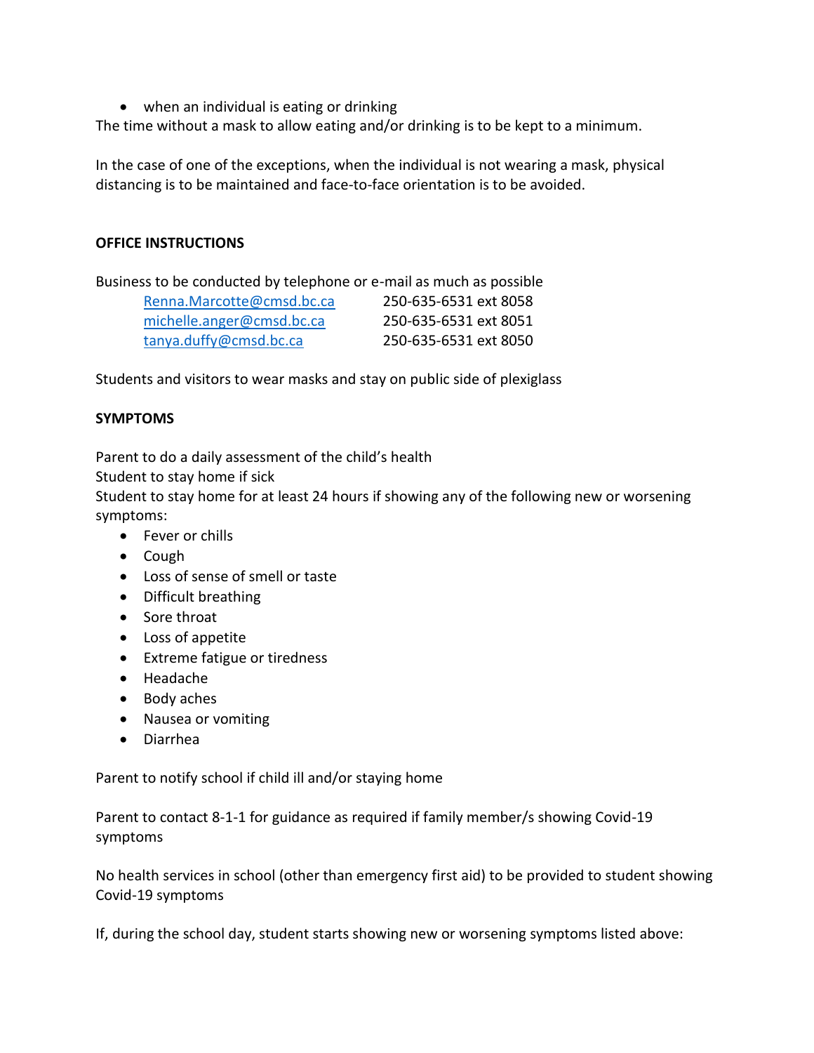- when an individual is eating or drinking

The time without a mask to allow eating and/or drinking is to be kept to a minimum.

In the case of one of the exceptions, when the individual is not wearing a mask, physical distancing is to be maintained and face-to-face orientation is to be avoided.

**OFFICE INSTRUCTIONS**

Business to be conducted by telephone or e-mail as much as possible

| | |
|---|---|
| Renna.Marcotte@cmsd.bc.ca | 250-635-6531 ext 8058 |
| michelle.anger@cmsd.bc.ca | 250-635-6531 ext 8051 |
| tanya.duffy@cmsd.bc.ca | 250-635-6531 ext 8050 |

Students and visitors to wear masks and stay on public side of plexiglass

**SYMPTOMS**

Parent to do a daily assessment of the child's health
Student to stay home if sick
Student to stay home for at least 24 hours if showing any of the following new or worsening symptoms:

- Fever or chills
- Cough
- Loss of sense of smell or taste
- Difficult breathing
- Sore throat
- Loss of appetite
- Extreme fatigue or tiredness
- Headache
- Body aches
- Nausea or vomiting
- Diarrhea

Parent to notify school if child ill and/or staying home

Parent to contact 8-1-1 for guidance as required if family member/s showing Covid-19 symptoms

No health services in school (other than emergency first aid) to be provided to student showing Covid-19 symptoms

If, during the school day, student starts showing new or worsening symptoms listed above: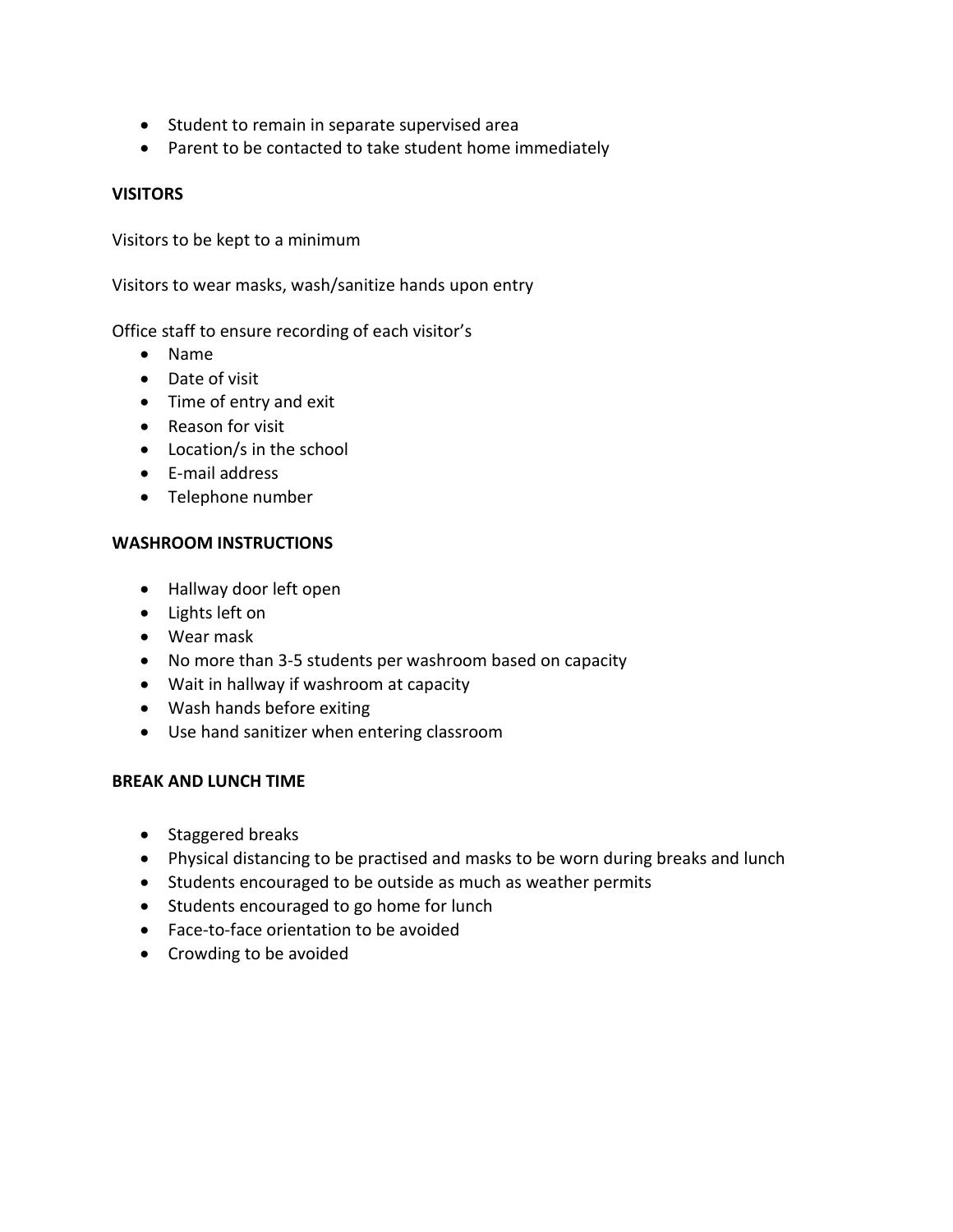- Student to remain in separate supervised area
- Parent to be contacted to take student home immediately

**VISITORS**

Visitors to be kept to a minimum

Visitors to wear masks, wash/sanitize hands upon entry

Office staff to ensure recording of each visitor's

- Name
- Date of visit
- Time of entry and exit
- Reason for visit
- Location/s in the school
- E-mail address
- Telephone number

**WASHROOM INSTRUCTIONS**

- Hallway door left open
- Lights left on
- Wear mask
- No more than 3-5 students per washroom based on capacity
- Wait in hallway if washroom at capacity
- Wash hands before exiting
- Use hand sanitizer when entering classroom

**BREAK AND LUNCH TIME**

- Staggered breaks
- Physical distancing to be practised and masks to be worn during breaks and lunch
- Students encouraged to be outside as much as weather permits
- Students encouraged to go home for lunch
- Face-to-face orientation to be avoided
- Crowding to be avoided